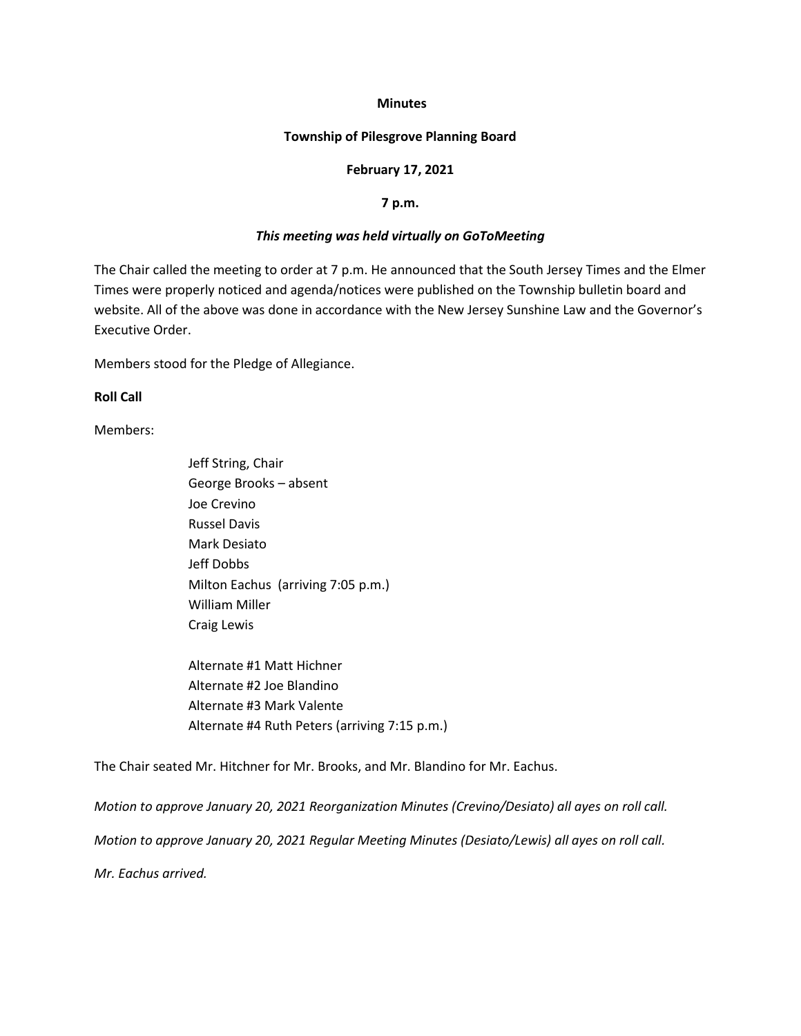**Minutes**

**Township of Pilesgrove Planning Board**

**February 17, 2021**

**7 p.m.**

***This meeting was held virtually on GoToMeeting***

The Chair called the meeting to order at 7 p.m. He announced that the South Jersey Times and the Elmer Times were properly noticed and agenda/notices were published on the Township bulletin board and website. All of the above was done in accordance with the New Jersey Sunshine Law and the Governor's Executive Order.

Members stood for the Pledge of Allegiance.

**Roll Call**

Members:

Jeff String, Chair
George Brooks – absent
Joe Crevino
Russel Davis
Mark Desiato
Jeff Dobbs
Milton Eachus (arriving 7:05 p.m.)
William Miller
Craig Lewis

Alternate #1 Matt Hichner
Alternate #2 Joe Blandino
Alternate #3 Mark Valente
Alternate #4 Ruth Peters (arriving 7:15 p.m.)

The Chair seated Mr. Hitchner for Mr. Brooks, and Mr. Blandino for Mr. Eachus.

*Motion to approve January 20, 2021 Reorganization Minutes (Crevino/Desiato) all ayes on roll call.*

*Motion to approve January 20, 2021 Regular Meeting Minutes (Desiato/Lewis) all ayes on roll call.*

*Mr. Eachus arrived.*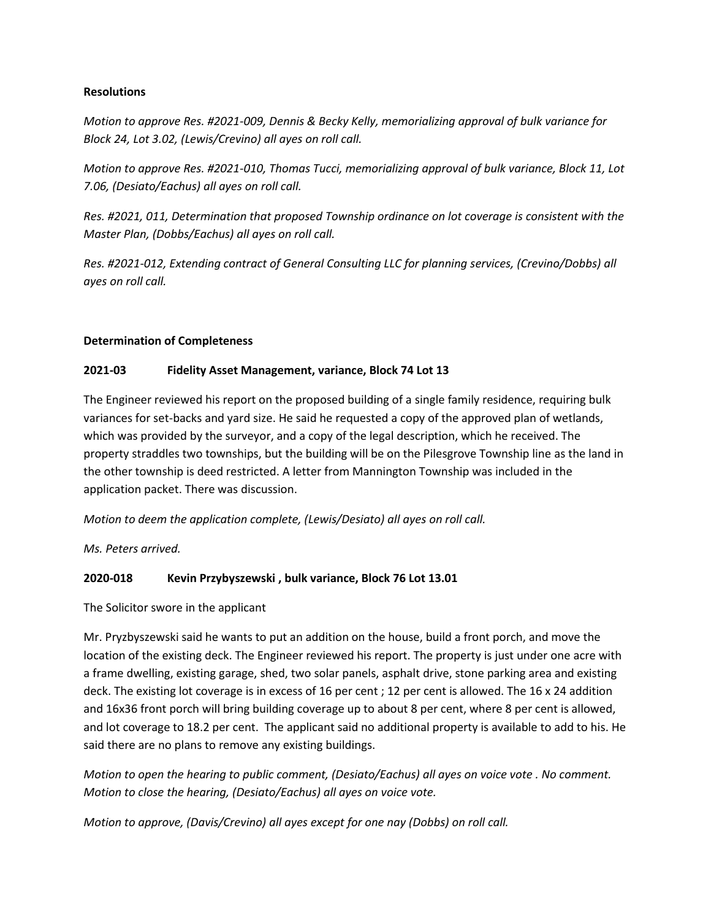**Resolutions**

*Motion to approve Res. #2021-009, Dennis & Becky Kelly, memorializing approval of bulk variance for Block 24, Lot 3.02, (Lewis/Crevino) all ayes on roll call.*

*Motion to approve Res. #2021-010, Thomas Tucci, memorializing approval of bulk variance, Block 11, Lot 7.06, (Desiato/Eachus) all ayes on roll call.*

*Res. #2021, 011, Determination that proposed Township ordinance on lot coverage is consistent with the Master Plan, (Dobbs/Eachus) all ayes on roll call.*

*Res. #2021-012, Extending contract of General Consulting LLC for planning services, (Crevino/Dobbs) all ayes on roll call.*

**Determination of Completeness**

**2021-03 Fidelity Asset Management, variance, Block 74 Lot 13**

The Engineer reviewed his report on the proposed building of a single family residence, requiring bulk variances for set-backs and yard size. He said he requested a copy of the approved plan of wetlands, which was provided by the surveyor, and a copy of the legal description, which he received. The property straddles two townships, but the building will be on the Pilesgrove Township line as the land in the other township is deed restricted. A letter from Mannington Township was included in the application packet. There was discussion.

*Motion to deem the application complete, (Lewis/Desiato) all ayes on roll call.*

*Ms. Peters arrived.*

**2020-018 Kevin Przybyszewski , bulk variance, Block 76 Lot 13.01**

The Solicitor swore in the applicant

Mr. Pryzbyszewski said he wants to put an addition on the house, build a front porch, and move the location of the existing deck. The Engineer reviewed his report. The property is just under one acre with a frame dwelling, existing garage, shed, two solar panels, asphalt drive, stone parking area and existing deck. The existing lot coverage is in excess of 16 per cent ; 12 per cent is allowed. The 16 x 24 addition and 16x36 front porch will bring building coverage up to about 8 per cent, where 8 per cent is allowed, and lot coverage to 18.2 per cent. The applicant said no additional property is available to add to his. He said there are no plans to remove any existing buildings.

*Motion to open the hearing to public comment, (Desiato/Eachus) all ayes on voice vote . No comment. Motion to close the hearing, (Desiato/Eachus) all ayes on voice vote.*

*Motion to approve, (Davis/Crevino) all ayes except for one nay (Dobbs) on roll call.*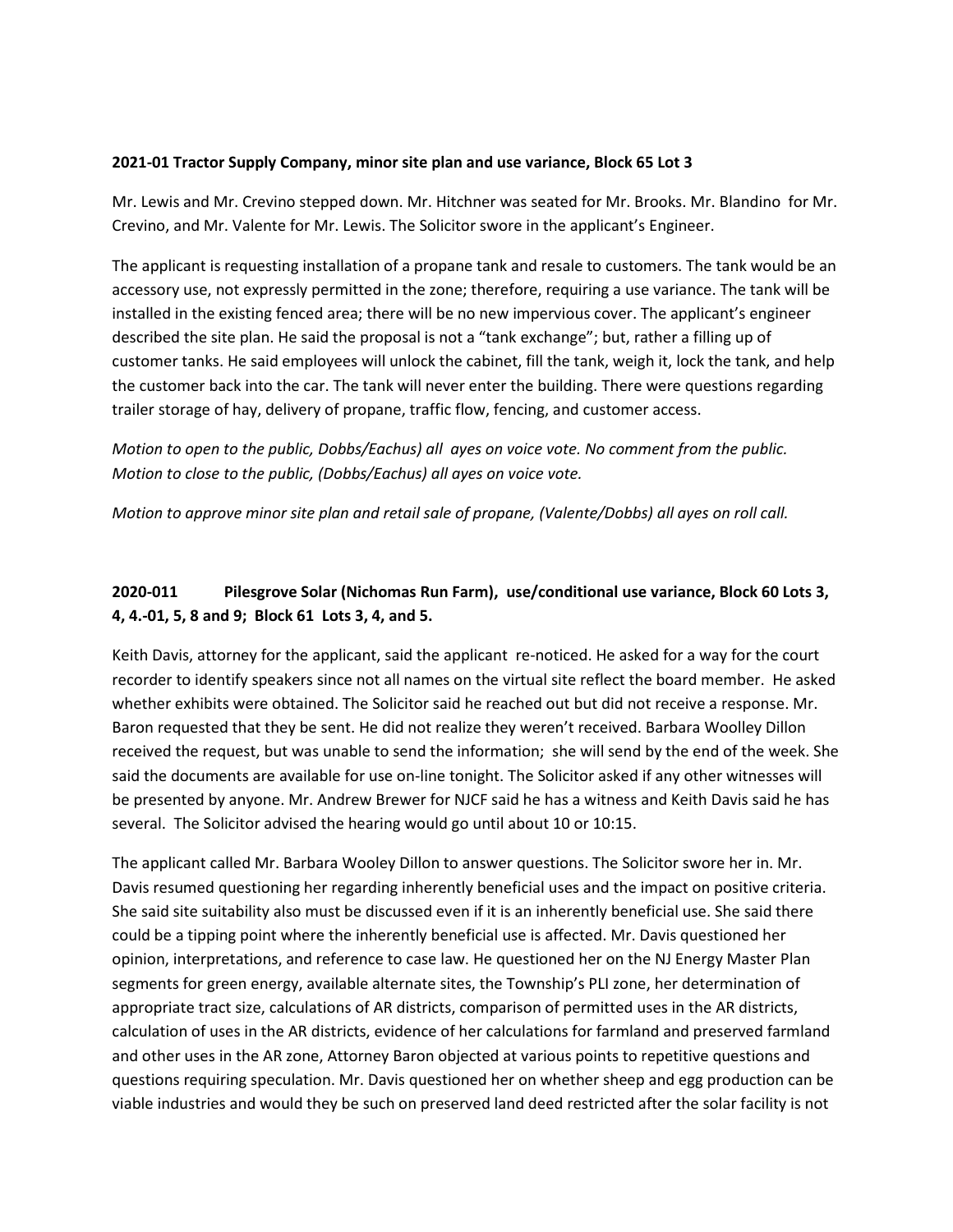**2021-01 Tractor Supply Company, minor site plan and use variance, Block 65 Lot 3**

Mr. Lewis and Mr. Crevino stepped down. Mr. Hitchner was seated for Mr. Brooks. Mr. Blandino for Mr. Crevino, and Mr. Valente for Mr. Lewis. The Solicitor swore in the applicant's Engineer.

The applicant is requesting installation of a propane tank and resale to customers. The tank would be an accessory use, not expressly permitted in the zone; therefore, requiring a use variance. The tank will be installed in the existing fenced area; there will be no new impervious cover. The applicant's engineer described the site plan. He said the proposal is not a "tank exchange"; but, rather a filling up of customer tanks. He said employees will unlock the cabinet, fill the tank, weigh it, lock the tank, and help the customer back into the car. The tank will never enter the building. There were questions regarding trailer storage of hay, delivery of propane, traffic flow, fencing, and customer access.

*Motion to open to the public, Dobbs/Eachus) all ayes on voice vote. No comment from the public. Motion to close to the public, (Dobbs/Eachus) all ayes on voice vote.*

*Motion to approve minor site plan and retail sale of propane, (Valente/Dobbs) all ayes on roll call.*

**2020-011 Pilesgrove Solar (Nichomas Run Farm), use/conditional use variance, Block 60 Lots 3, 4, 4.-01, 5, 8 and 9; Block 61 Lots 3, 4, and 5.**

Keith Davis, attorney for the applicant, said the applicant re-noticed. He asked for a way for the court recorder to identify speakers since not all names on the virtual site reflect the board member. He asked whether exhibits were obtained. The Solicitor said he reached out but did not receive a response. Mr. Baron requested that they be sent. He did not realize they weren't received. Barbara Woolley Dillon received the request, but was unable to send the information; she will send by the end of the week. She said the documents are available for use on-line tonight. The Solicitor asked if any other witnesses will be presented by anyone. Mr. Andrew Brewer for NJCF said he has a witness and Keith Davis said he has several. The Solicitor advised the hearing would go until about 10 or 10:15.

The applicant called Mr. Barbara Wooley Dillon to answer questions. The Solicitor swore her in. Mr. Davis resumed questioning her regarding inherently beneficial uses and the impact on positive criteria. She said site suitability also must be discussed even if it is an inherently beneficial use. She said there could be a tipping point where the inherently beneficial use is affected. Mr. Davis questioned her opinion, interpretations, and reference to case law. He questioned her on the NJ Energy Master Plan segments for green energy, available alternate sites, the Township's PLI zone, her determination of appropriate tract size, calculations of AR districts, comparison of permitted uses in the AR districts, calculation of uses in the AR districts, evidence of her calculations for farmland and preserved farmland and other uses in the AR zone, Attorney Baron objected at various points to repetitive questions and questions requiring speculation. Mr. Davis questioned her on whether sheep and egg production can be viable industries and would they be such on preserved land deed restricted after the solar facility is not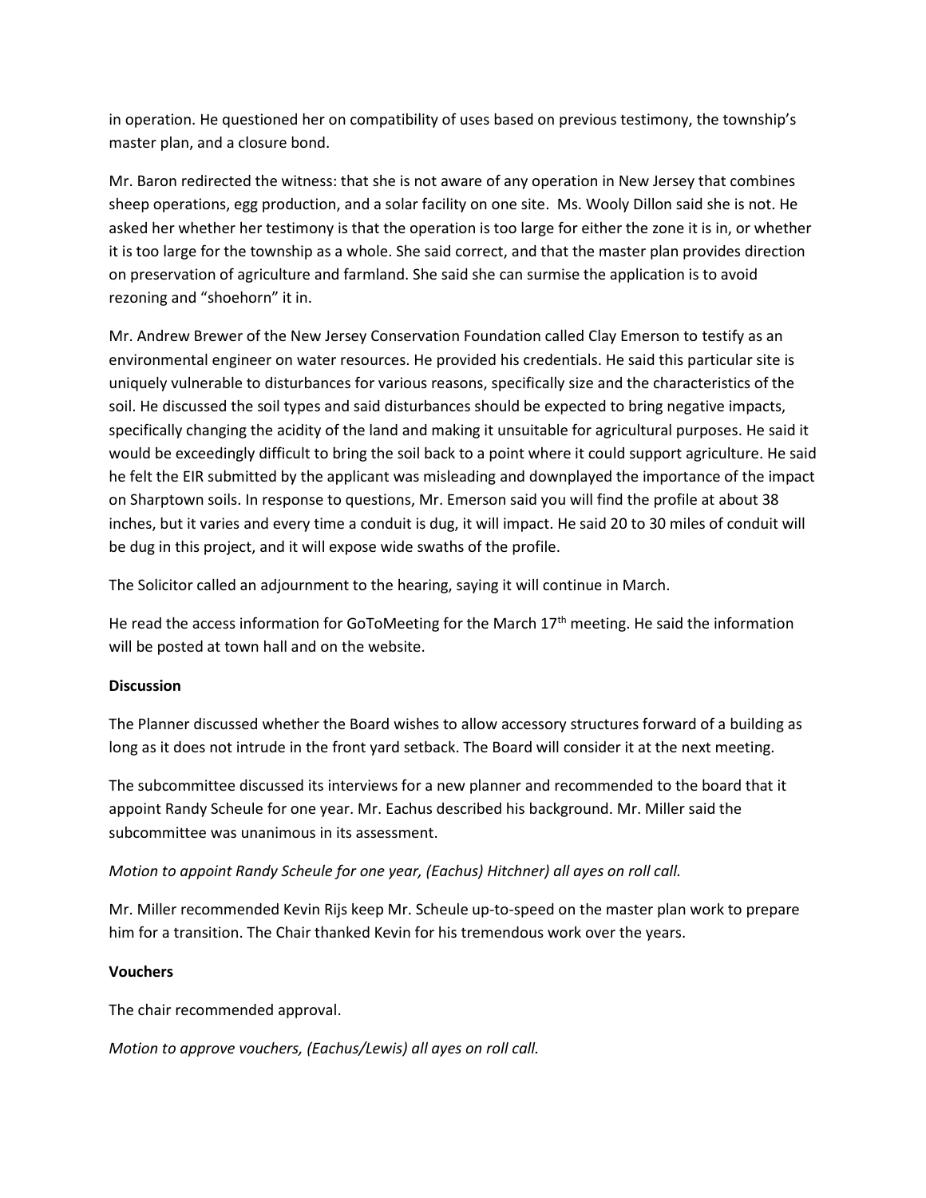in operation. He questioned her on compatibility of uses based on previous testimony, the township's master plan, and a closure bond.

Mr. Baron redirected the witness: that she is not aware of any operation in New Jersey that combines sheep operations, egg production, and a solar facility on one site. Ms. Wooly Dillon said she is not. He asked her whether her testimony is that the operation is too large for either the zone it is in, or whether it is too large for the township as a whole. She said correct, and that the master plan provides direction on preservation of agriculture and farmland. She said she can surmise the application is to avoid rezoning and "shoehorn" it in.

Mr. Andrew Brewer of the New Jersey Conservation Foundation called Clay Emerson to testify as an environmental engineer on water resources. He provided his credentials. He said this particular site is uniquely vulnerable to disturbances for various reasons, specifically size and the characteristics of the soil. He discussed the soil types and said disturbances should be expected to bring negative impacts, specifically changing the acidity of the land and making it unsuitable for agricultural purposes. He said it would be exceedingly difficult to bring the soil back to a point where it could support agriculture. He said he felt the EIR submitted by the applicant was misleading and downplayed the importance of the impact on Sharptown soils. In response to questions, Mr. Emerson said you will find the profile at about 38 inches, but it varies and every time a conduit is dug, it will impact. He said 20 to 30 miles of conduit will be dug in this project, and it will expose wide swaths of the profile.

The Solicitor called an adjournment to the hearing, saying it will continue in March.

He read the access information for GoToMeeting for the March 17th meeting. He said the information will be posted at town hall and on the website.

**Discussion**

The Planner discussed whether the Board wishes to allow accessory structures forward of a building as long as it does not intrude in the front yard setback. The Board will consider it at the next meeting.

The subcommittee discussed its interviews for a new planner and recommended to the board that it appoint Randy Scheule for one year. Mr. Eachus described his background. Mr. Miller said the subcommittee was unanimous in its assessment.

*Motion to appoint Randy Scheule for one year, (Eachus) Hitchner) all ayes on roll call.*

Mr. Miller recommended Kevin Rijs keep Mr. Scheule up-to-speed on the master plan work to prepare him for a transition. The Chair thanked Kevin for his tremendous work over the years.

**Vouchers**

The chair recommended approval.

*Motion to approve vouchers, (Eachus/Lewis) all ayes on roll call.*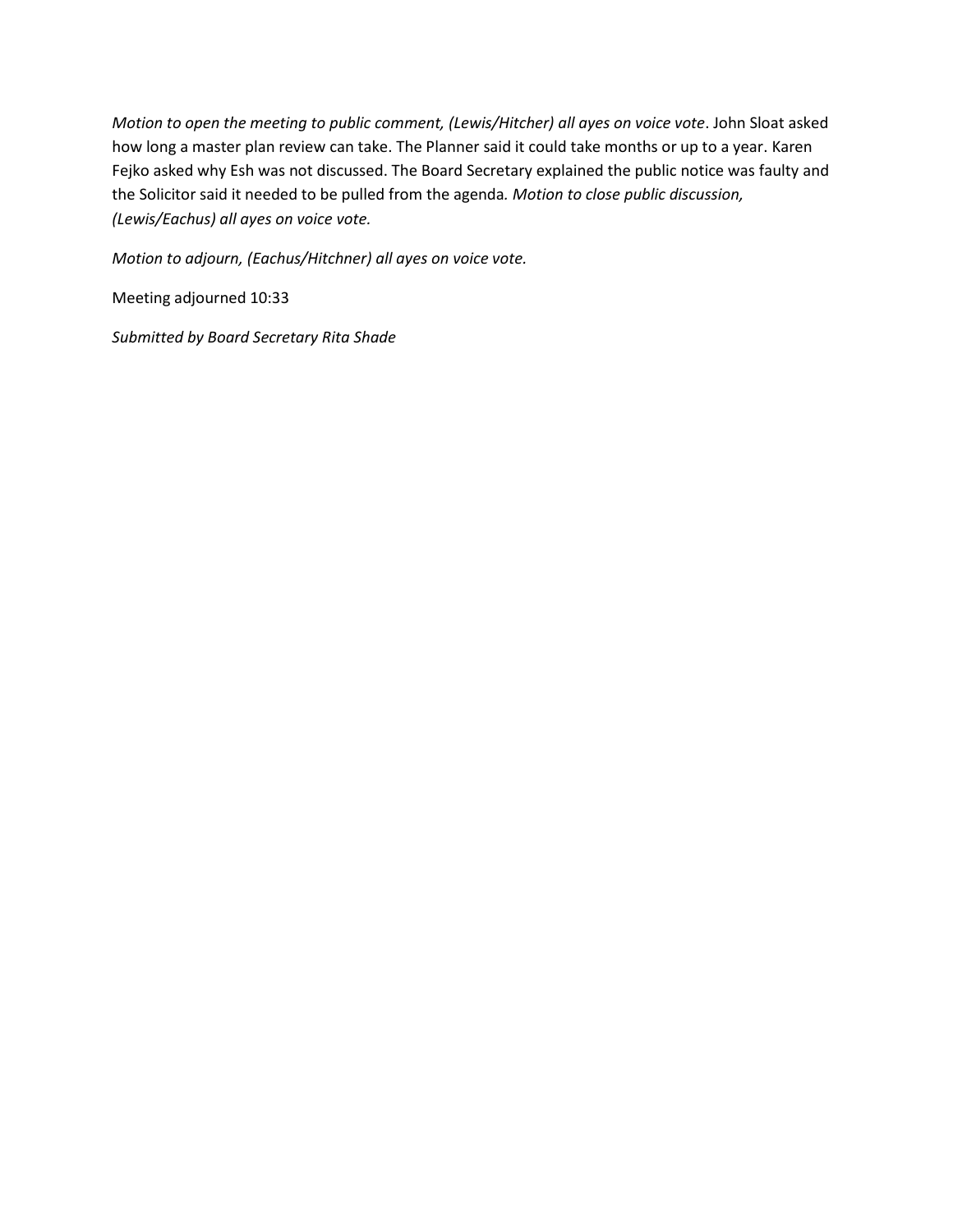*Motion to open the meeting to public comment, (Lewis/Hitcher) all ayes on voice vote*. John Sloat asked how long a master plan review can take. The Planner said it could take months or up to a year. Karen Fejko asked why Esh was not discussed. The Board Secretary explained the public notice was faulty and the Solicitor said it needed to be pulled from the agenda*. Motion to close public discussion, (Lewis/Eachus) all ayes on voice vote.*

*Motion to adjourn, (Eachus/Hitchner) all ayes on voice vote.*

Meeting adjourned 10:33

*Submitted by Board Secretary Rita Shade*